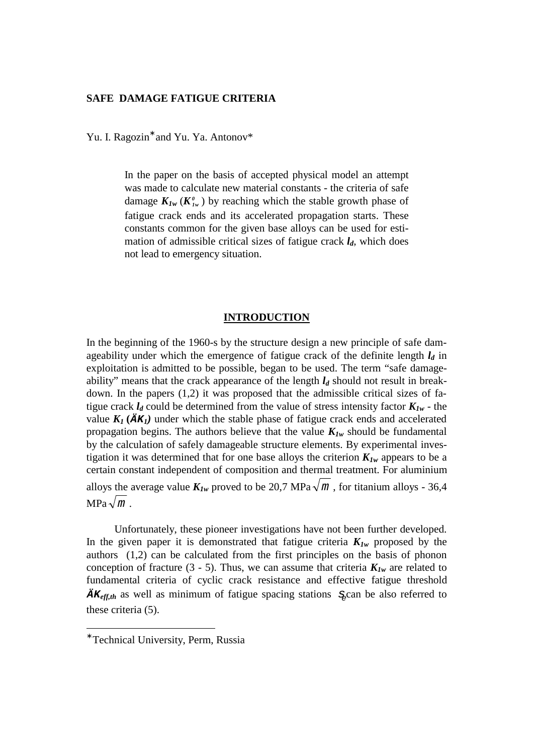# SAFE DAMAGE FATIGUE CRITERIA

Yu. I. Ragozin* and Yu. Ya. Antonov*

> In the paper on the basis of accepted physical model an attempt was made to calculate new material constants - the criteria of safe damage $K_{1w}$ ($K^0_{1w}$) by reaching which the stable growth phase of fatigue crack ends and its accelerated propagation starts. These constants common for the given base alloys can be used for estimation of admissible critical sizes of fatigue crack $l_d$, which does not lead to emergency situation.

## INTRODUCTION

In the beginning of the 1960-s by the structure design a new principle of safe damageability under which the emergence of fatigue crack of the definite length $l_d$ in exploitation is admitted to be possible, began to be used. The term "safe damageability" means that the crack appearance of the length $l_d$ should not result in breakdown. In the papers (1,2) it was proposed that the admissible critical sizes of fatigue crack $l_d$ could be determined from the value of stress intensity factor $K_{1w}$ - the value $K_1$ ($\Delta K_1$) under which the stable phase of fatigue crack ends and accelerated propagation begins. The authors believe that the value $K_{1w}$ should be fundamental by the calculation of safely damageable structure elements. By experimental investigation it was determined that for one base alloys the criterion $K_{1w}$ appears to be a certain constant independent of composition and thermal treatment. For aluminium alloys the average value $K_{1w}$ proved to be 20,7 MPa$\sqrt{m}$ , for titanium alloys - 36,4 MPa$\sqrt{m}$ .

Unfortunately, these pioneer investigations have not been further developed. In the given paper it is demonstrated that fatigue criteria $K_{1w}$ proposed by the authors (1,2) can be calculated from the first principles on the basis of phonon conception of fracture (3 - 5). Thus, we can assume that criteria $K_{1w}$ are related to fundamental criteria of cyclic crack resistance and effective fatigue threshold $\Delta K_{eff,th}$ as well as minimum of fatigue spacing stations $S_c$ can be also referred to these criteria (5).

*Technical University, Perm, Russia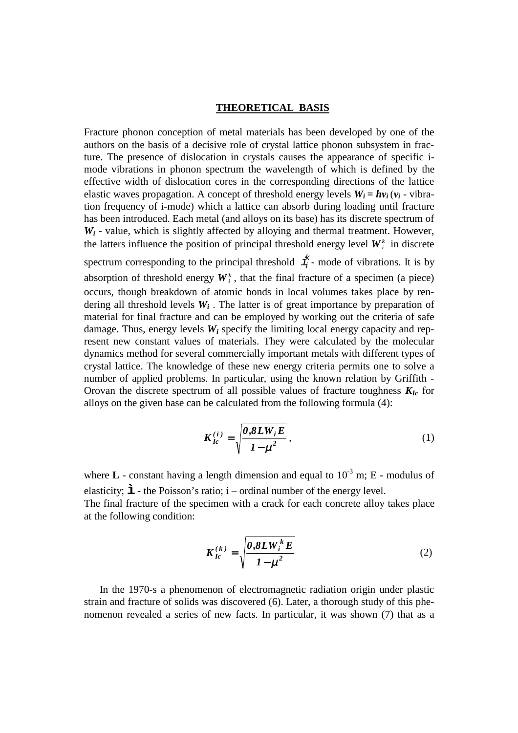## THEORETICAL BASIS

Fracture phonon conception of metal materials has been developed by one of the authors on the basis of a decisive role of crystal lattice phonon subsystem in fracture. The presence of dislocation in crystals causes the appearance of specific i-mode vibrations in phonon spectrum the wavelength of which is defined by the effective width of dislocation cores in the corresponding directions of the lattice elastic waves propagation. A concept of threshold energy levels $W_i = h\nu_i$ ($\nu_i$ - vibration frequency of i-mode) which a lattice can absorb during loading until fracture has been introduced. Each metal (and alloys on its base) has its discrete spectrum of $W_i$ - value, which is slightly affected by alloying and thermal treatment. However, the latters influence the position of principal threshold energy level $W_i^k$ in discrete spectrum corresponding to the principal threshold $i_i^k$ - mode of vibrations. It is by absorption of threshold energy $W_i^k$, that the final fracture of a specimen (a piece) occurs, though breakdown of atomic bonds in local volumes takes place by rendering all threshold levels $W_i$. The latter is of great importance by preparation of material for final fracture and can be employed by working out the criteria of safe damage. Thus, energy levels $W_i$ specify the limiting local energy capacity and represent new constant values of materials. They were calculated by the molecular dynamics method for several commercially important metals with different types of crystal lattice. The knowledge of these new energy criteria permits one to solve a number of applied problems. In particular, using the known relation by Griffith - Orovan the discrete spectrum of all possible values of fracture toughness $K_{Ic}$ for alloys on the given base can be calculated from the following formula (4):

$$K_{Ic}^{(i)} = \sqrt{\frac{0{,}8LW_i E}{1-\mu^2}}\,, \tag{1}$$

where **L** - constant having a length dimension and equal to $10^{-3}$ m; E - modulus of elasticity; $\mu$ - the Poisson's ratio; i – ordinal number of the energy level.
The final fracture of the specimen with a crack for each concrete alloy takes place at the following condition:

$$K_{Ic}^{(k)} = \sqrt{\frac{0{,}8LW_i^k E}{1-\mu^2}} \tag{2}$$

In the 1970-s a phenomenon of electromagnetic radiation origin under plastic strain and fracture of solids was discovered (6). Later, a thorough study of this phenomenon revealed a series of new facts. In particular, it was shown (7) that as a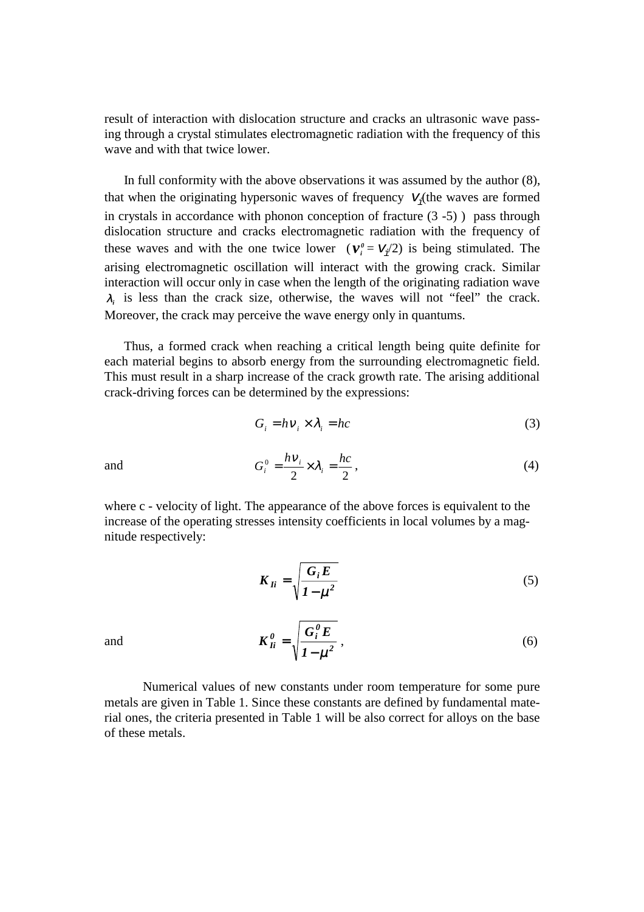result of interaction with dislocation structure and cracks an ultrasonic wave passing through a crystal stimulates electromagnetic radiation with the frequency of this wave and with that twice lower.

In full conformity with the above observations it was assumed by the author (8), that when the originating hypersonic waves of frequency $\nu_i$ (the waves are formed in crystals in accordance with phonon conception of fracture (3 -5) ) pass through dislocation structure and cracks electromagnetic radiation with the frequency of these waves and with the one twice lower ($\nu_i^0 = \nu_i/2$) is being stimulated. The arising electromagnetic oscillation will interact with the growing crack. Similar interaction will occur only in case when the length of the originating radiation wave $\lambda_i$ is less than the crack size, otherwise, the waves will not "feel" the crack. Moreover, the crack may perceive the wave energy only in quantums.

Thus, a formed crack when reaching a critical length being quite definite for each material begins to absorb energy from the surrounding electromagnetic field. This must result in a sharp increase of the crack growth rate. The arising additional crack-driving forces can be determined by the expressions:

$$G_i = h\nu_i \times \lambda_i = hc \tag{3}$$

and

$$G_i^0 = \frac{h\nu_i}{2} \times \lambda_i = \frac{hc}{2}, \tag{4}$$

where c - velocity of light. The appearance of the above forces is equivalent to the increase of the operating stresses intensity coefficients in local volumes by a magnitude respectively:

$$K_{Ii} = \sqrt{\frac{G_i E}{1-\mu^2}} \tag{5}$$

and

$$K_{Ii}^0 = \sqrt{\frac{G_i^0 E}{1-\mu^2}}, \tag{6}$$

Numerical values of new constants under room temperature for some pure metals are given in Table 1. Since these constants are defined by fundamental material ones, the criteria presented in Table 1 will be also correct for alloys on the base of these metals.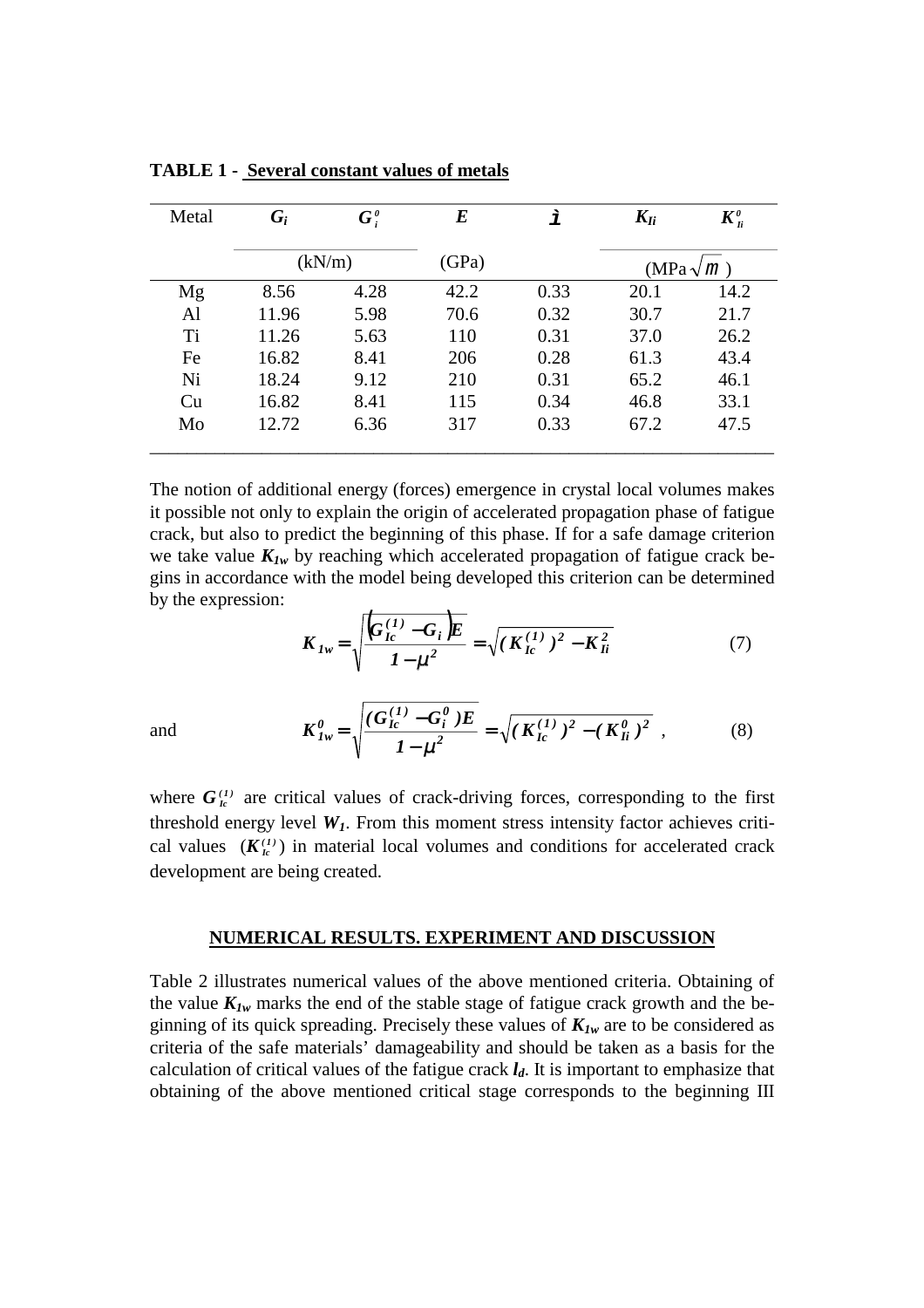**TABLE 1 - Several constant values of metals**

| Metal | $G_i$ | $G_i^0$ | $E$ | ì | $K_{Ii}$ | $K_{Ii}^0$ |
|---|---|---|---|---|---|---|
| | (kN/m) | | (GPa) | | (MPa $\sqrt{m}$ ) | |
| Mg | 8.56 | 4.28 | 42.2 | 0.33 | 20.1 | 14.2 |
| Al | 11.96 | 5.98 | 70.6 | 0.32 | 30.7 | 21.7 |
| Ti | 11.26 | 5.63 | 110 | 0.31 | 37.0 | 26.2 |
| Fe | 16.82 | 8.41 | 206 | 0.28 | 61.3 | 43.4 |
| Ni | 18.24 | 9.12 | 210 | 0.31 | 65.2 | 46.1 |
| Cu | 16.82 | 8.41 | 115 | 0.34 | 46.8 | 33.1 |
| Mo | 12.72 | 6.36 | 317 | 0.33 | 67.2 | 47.5 |

The notion of additional energy (forces) emergence in crystal local volumes makes it possible not only to explain the origin of accelerated propagation phase of fatigue crack, but also to predict the beginning of this phase. If for a safe damage criterion we take value $K_{1w}$ by reaching which accelerated propagation of fatigue crack begins in accordance with the model being developed this criterion can be determined by the expression:

$$K_{1w} = \sqrt{\frac{\left(G_{Ic}^{(1)} - G_i\right)E}{1-\mu^2}} = \sqrt{(K_{Ic}^{(1)})^2 - K_{Ii}^2} \tag{7}$$

and

$$K_{1w}^0 = \sqrt{\frac{(G_{Ic}^{(1)} - G_i^0)E}{1-\mu^2}} = \sqrt{(K_{Ic}^{(1)})^2 - (K_{Ii}^0)^2} \ , \tag{8}$$

where $G_{Ic}^{(1)}$ are critical values of crack-driving forces, corresponding to the first threshold energy level $W_1$. From this moment stress intensity factor achieves critical values ($K_{Ic}^{(1)}$) in material local volumes and conditions for accelerated crack development are being created.

## NUMERICAL RESULTS. EXPERIMENT AND DISCUSSION

Table 2 illustrates numerical values of the above mentioned criteria. Obtaining of the value $K_{1w}$ marks the end of the stable stage of fatigue crack growth and the beginning of its quick spreading. Precisely these values of $K_{1w}$ are to be considered as criteria of the safe materials' damageability and should be taken as a basis for the calculation of critical values of the fatigue crack $l_d$. It is important to emphasize that obtaining of the above mentioned critical stage corresponds to the beginning III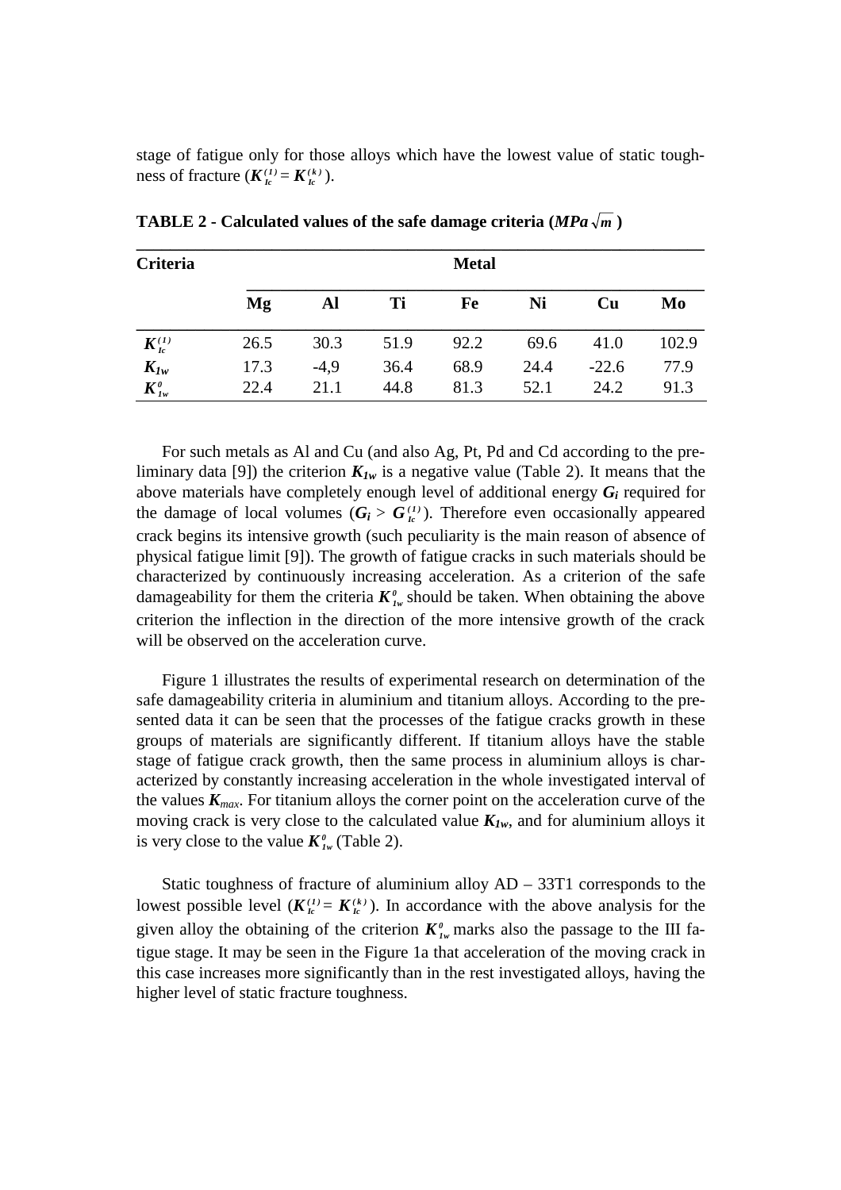stage of fatigue only for those alloys which have the lowest value of static toughness of fracture ($\boldsymbol{K}_{Ic}^{(1)} = \boldsymbol{K}_{Ic}^{(k)}$).

**TABLE 2 - Calculated values of the safe damage criteria (*MPa*$\sqrt{m}$)**

| Criteria | Metal | | | | | | |
|---|---|---|---|---|---|---|---|
| | **Mg** | **Al** | **Ti** | **Fe** | **Ni** | **Cu** | **Mo** |
| $\boldsymbol{K}_{Ic}^{(1)}$ | 26.5 | 30.3 | 51.9 | 92.2 | 69.6 | 41.0 | 102.9 |
| $\boldsymbol{K}_{1w}$ | 17.3 | -4,9 | 36.4 | 68.9 | 24.4 | -22.6 | 77.9 |
| $\boldsymbol{K}_{1w}^{0}$ | 22.4 | 21.1 | 44.8 | 81.3 | 52.1 | 24.2 | 91.3 |

For such metals as Al and Cu (and also Ag, Pt, Pd and Cd according to the preliminary data [9]) the criterion $\boldsymbol{K}_{1w}$ is a negative value (Table 2). It means that the above materials have completely enough level of additional energy $\boldsymbol{G}_i$ required for the damage of local volumes ($\boldsymbol{G}_i > \boldsymbol{G}_{Ic}^{(1)}$). Therefore even occasionally appeared crack begins its intensive growth (such peculiarity is the main reason of absence of physical fatigue limit [9]). The growth of fatigue cracks in such materials should be characterized by continuously increasing acceleration. As a criterion of the safe damageability for them the criteria $\boldsymbol{K}_{1w}^{0}$ should be taken. When obtaining the above criterion the inflection in the direction of the more intensive growth of the crack will be observed on the acceleration curve.

Figure 1 illustrates the results of experimental research on determination of the safe damageability criteria in aluminium and titanium alloys. According to the presented data it can be seen that the processes of the fatigue cracks growth in these groups of materials are significantly different. If titanium alloys have the stable stage of fatigue crack growth, then the same process in aluminium alloys is characterized by constantly increasing acceleration in the whole investigated interval of the values $\boldsymbol{K}_{max}$. For titanium alloys the corner point on the acceleration curve of the moving crack is very close to the calculated value $\boldsymbol{K}_{1w}$, and for aluminium alloys it is very close to the value $\boldsymbol{K}_{1w}^{0}$ (Table 2).

Static toughness of fracture of aluminium alloy AD – 33T1 corresponds to the lowest possible level ($\boldsymbol{K}_{Ic}^{(1)} = \boldsymbol{K}_{Ic}^{(k)}$). In accordance with the above analysis for the given alloy the obtaining of the criterion $\boldsymbol{K}_{1w}^{0}$ marks also the passage to the III fatigue stage. It may be seen in the Figure 1a that acceleration of the moving crack in this case increases more significantly than in the rest investigated alloys, having the higher level of static fracture toughness.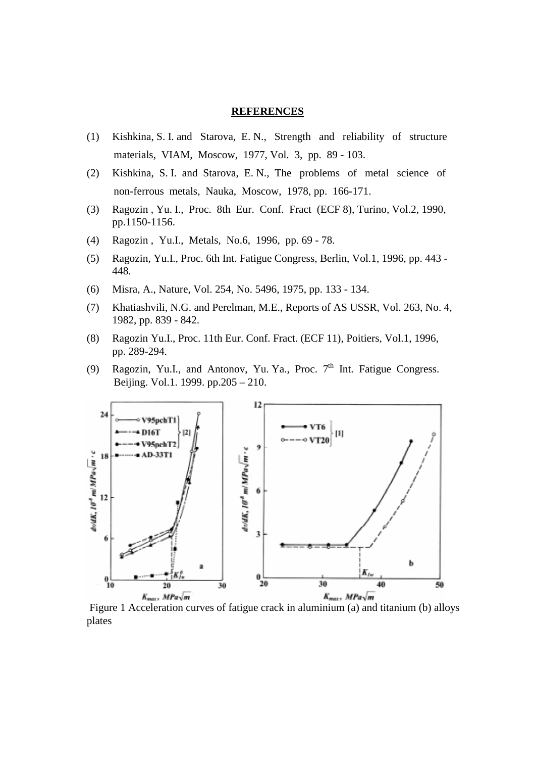## REFERENCES

(1) Kishkina, S. I. and Starova, E. N., Strength and reliability of structure materials, VIAM, Moscow, 1977, Vol. 3, pp. 89 - 103.

(2) Kishkina, S. I. and Starova, E. N., The problems of metal science of non-ferrous metals, Nauka, Moscow, 1978, pp. 166-171.

(3) Ragozin , Yu. I., Proc. 8th Eur. Conf. Fract (ECF 8), Turino, Vol.2, 1990, pp.1150-1156.

(4) Ragozin , Yu.I., Metals, No.6, 1996, pp. 69 - 78.

(5) Ragozin, Yu.I., Proc. 6th Int. Fatigue Congress, Berlin, Vol.1, 1996, pp. 443 - 448.

(6) Misra, A., Nature, Vol. 254, No. 5496, 1975, pp. 133 - 134.

(7) Khatiashvili, N.G. and Perelman, M.E., Reports of AS USSR, Vol. 263, No. 4, 1982, pp. 839 - 842.

(8) Ragozin Yu.I., Proc. 11th Eur. Conf. Fract. (ECF 11), Poitiers, Vol.1, 1996, pp. 289-294.

(9) Ragozin, Yu.I., and Antonov, Yu. Ya., Proc. 7th Int. Fatigue Congress. Beijing. Vol.1. 1999. pp.205 – 210.

V95pchT1
D16T
V95pchT2
AD-33T1
[2]
$dv/dK, 10^{-8}\, m/MPa\sqrt{m}\cdot c$
24
18
12
6
0
10
20
30
$K_{Iw}^{0}$
a
$K_{max},\ MPa\sqrt{m}$

VT6
VT20
[1]
$dv/dK, 10^{-8}\, m/MPa\sqrt{m}\cdot c$
12
9
6
3
0
20
30
40
50
$K_{Iw}$
b
$K_{max},\ MPa\sqrt{m}$

Figure 1 Acceleration curves of fatigue crack in aluminium (a) and titanium (b) alloys plates